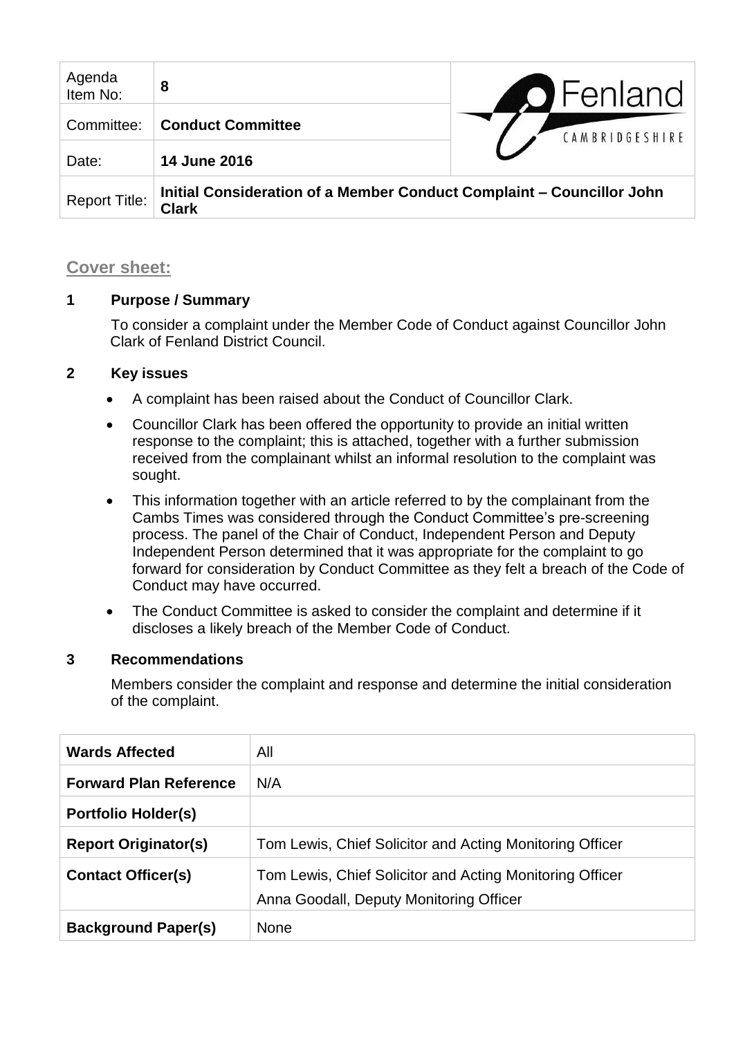| Agenda Item No: | 8 |
|---|---|
| Committee: | **Conduct Committee** |
| Date: | **14 June 2016** |
| Report Title: | **Initial Consideration of a Member Conduct Complaint – Councillor John Clark** |

Fenland CAMBRIDGESHIRE

## Cover sheet:

### 1 Purpose / Summary

To consider a complaint under the Member Code of Conduct against Councillor John Clark of Fenland District Council.

### 2 Key issues

- A complaint has been raised about the Conduct of Councillor Clark.
- Councillor Clark has been offered the opportunity to provide an initial written response to the complaint; this is attached, together with a further submission received from the complainant whilst an informal resolution to the complaint was sought.
- This information together with an article referred to by the complainant from the Cambs Times was considered through the Conduct Committee's pre-screening process. The panel of the Chair of Conduct, Independent Person and Deputy Independent Person determined that it was appropriate for the complaint to go forward for consideration by Conduct Committee as they felt a breach of the Code of Conduct may have occurred.
- The Conduct Committee is asked to consider the complaint and determine if it discloses a likely breach of the Member Code of Conduct.

### 3 Recommendations

Members consider the complaint and response and determine the initial consideration of the complaint.

| | |
|---|---|
| **Wards Affected** | All |
| **Forward Plan Reference** | N/A |
| **Portfolio Holder(s)** | |
| **Report Originator(s)** | Tom Lewis, Chief Solicitor and Acting Monitoring Officer |
| **Contact Officer(s)** | Tom Lewis, Chief Solicitor and Acting Monitoring Officer<br>Anna Goodall, Deputy Monitoring Officer |
| **Background Paper(s)** | None |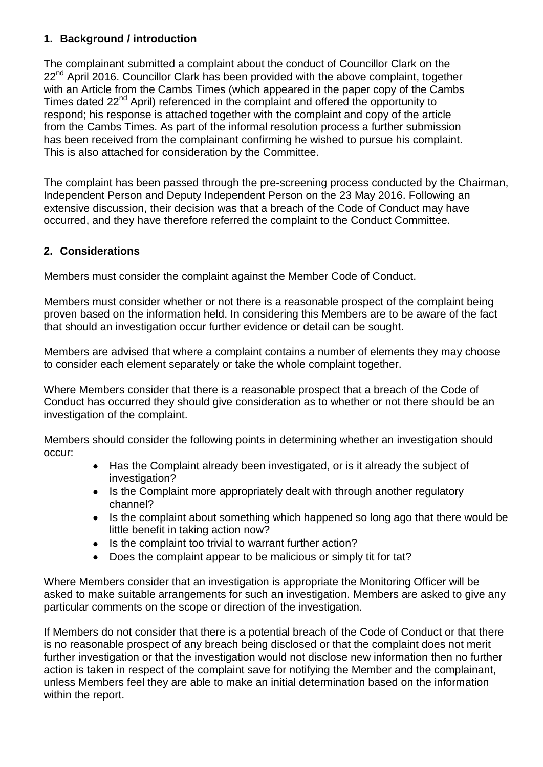## 1. Background / introduction

The complainant submitted a complaint about the conduct of Councillor Clark on the 22nd April 2016. Councillor Clark has been provided with the above complaint, together with an Article from the Cambs Times (which appeared in the paper copy of the Cambs Times dated 22nd April) referenced in the complaint and offered the opportunity to respond; his response is attached together with the complaint and copy of the article from the Cambs Times. As part of the informal resolution process a further submission has been received from the complainant confirming he wished to pursue his complaint. This is also attached for consideration by the Committee.

The complaint has been passed through the pre-screening process conducted by the Chairman, Independent Person and Deputy Independent Person on the 23 May 2016. Following an extensive discussion, their decision was that a breach of the Code of Conduct may have occurred, and they have therefore referred the complaint to the Conduct Committee.

## 2. Considerations

Members must consider the complaint against the Member Code of Conduct.

Members must consider whether or not there is a reasonable prospect of the complaint being proven based on the information held. In considering this Members are to be aware of the fact that should an investigation occur further evidence or detail can be sought.

Members are advised that where a complaint contains a number of elements they may choose to consider each element separately or take the whole complaint together.

Where Members consider that there is a reasonable prospect that a breach of the Code of Conduct has occurred they should give consideration as to whether or not there should be an investigation of the complaint.

Members should consider the following points in determining whether an investigation should occur:

- Has the Complaint already been investigated, or is it already the subject of investigation?
- Is the Complaint more appropriately dealt with through another regulatory channel?
- Is the complaint about something which happened so long ago that there would be little benefit in taking action now?
- Is the complaint too trivial to warrant further action?
- Does the complaint appear to be malicious or simply tit for tat?

Where Members consider that an investigation is appropriate the Monitoring Officer will be asked to make suitable arrangements for such an investigation. Members are asked to give any particular comments on the scope or direction of the investigation.

If Members do not consider that there is a potential breach of the Code of Conduct or that there is no reasonable prospect of any breach being disclosed or that the complaint does not merit further investigation or that the investigation would not disclose new information then no further action is taken in respect of the complaint save for notifying the Member and the complainant, unless Members feel they are able to make an initial determination based on the information within the report.